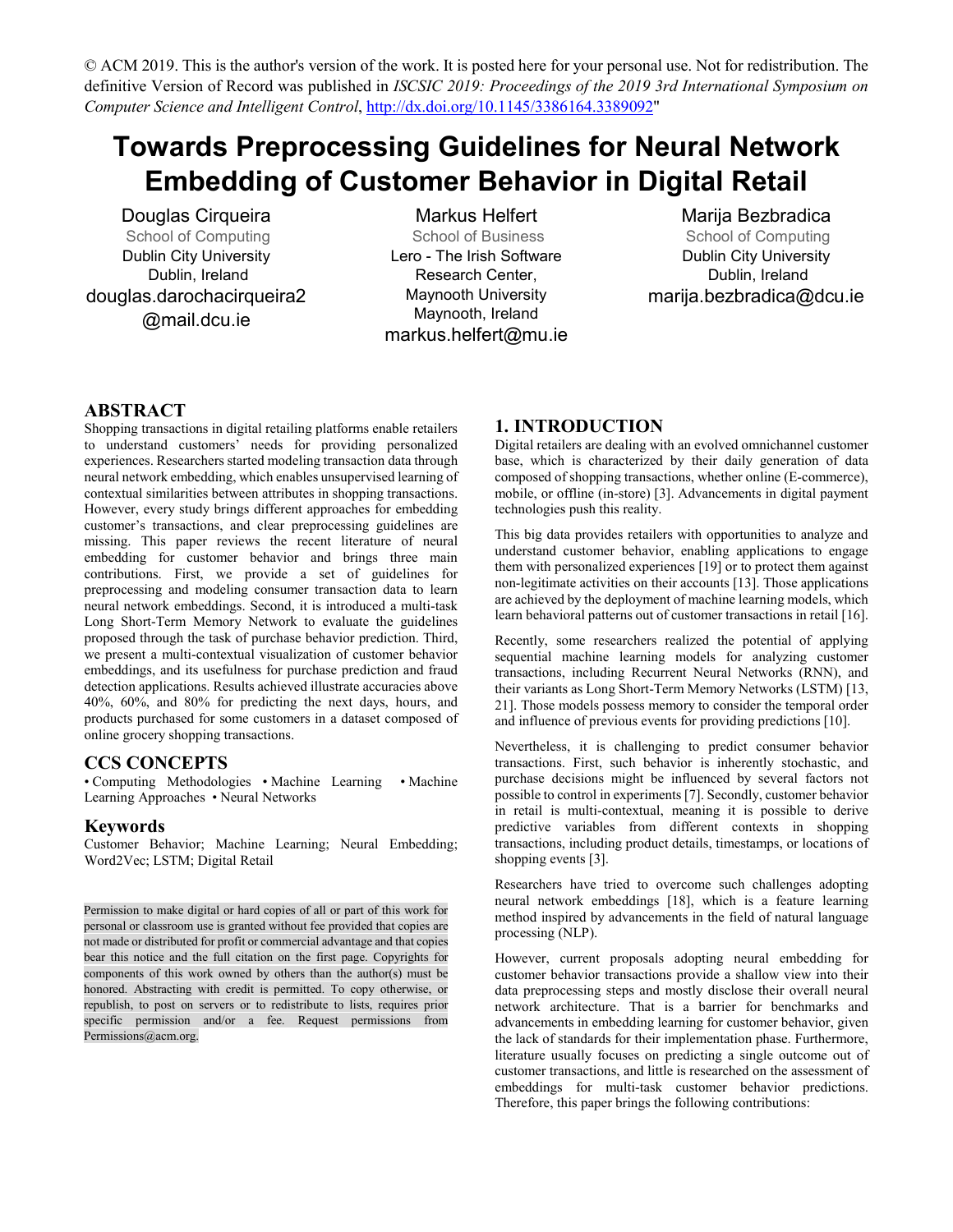© ACM 2019. This is the author's version of the work. It is posted here for your personal use. Not for redistribution. The definitive Version of Record was published in *ISCSIC 2019: Proceedings of the 2019 3rd International Symposium on Computer Science and Intelligent Control*, http://dx.doi.org/10.1145/3386164.3389092"

# Towards Preprocessing Guidelines for Neural Network Embedding of Customer Behavior in Digital Retail

Douglas Cirqueira
School of Computing
Dublin City University
Dublin, Ireland
douglas.darochacirqueira2@mail.dcu.ie

Markus Helfert
School of Business
Lero - The Irish Software Research Center,
Maynooth University
Maynooth, Ireland
markus.helfert@mu.ie

Marija Bezbradica
School of Computing
Dublin City University
Dublin, Ireland
marija.bezbradica@dcu.ie

## ABSTRACT

Shopping transactions in digital retailing platforms enable retailers to understand customers' needs for providing personalized experiences. Researchers started modeling transaction data through neural network embedding, which enables unsupervised learning of contextual similarities between attributes in shopping transactions. However, every study brings different approaches for embedding customer's transactions, and clear preprocessing guidelines are missing. This paper reviews the recent literature of neural embedding for customer behavior and brings three main contributions. First, we provide a set of guidelines for preprocessing and modeling consumer transaction data to learn neural network embeddings. Second, it is introduced a multi-task Long Short-Term Memory Network to evaluate the guidelines proposed through the task of purchase behavior prediction. Third, we present a multi-contextual visualization of customer behavior embeddings, and its usefulness for purchase prediction and fraud detection applications. Results achieved illustrate accuracies above 40%, 60%, and 80% for predicting the next days, hours, and products purchased for some customers in a dataset composed of online grocery shopping transactions.

## CCS CONCEPTS

• Computing Methodologies • Machine Learning • Machine Learning Approaches • Neural Networks

## Keywords

Customer Behavior; Machine Learning; Neural Embedding; Word2Vec; LSTM; Digital Retail

Permission to make digital or hard copies of all or part of this work for personal or classroom use is granted without fee provided that copies are not made or distributed for profit or commercial advantage and that copies bear this notice and the full citation on the first page. Copyrights for components of this work owned by others than the author(s) must be honored. Abstracting with credit is permitted. To copy otherwise, or republish, to post on servers or to redistribute to lists, requires prior specific permission and/or a fee. Request permissions from Permissions@acm.org.

## 1. INTRODUCTION

Digital retailers are dealing with an evolved omnichannel customer base, which is characterized by their daily generation of data composed of shopping transactions, whether online (E-commerce), mobile, or offline (in-store) [3]. Advancements in digital payment technologies push this reality.

This big data provides retailers with opportunities to analyze and understand customer behavior, enabling applications to engage them with personalized experiences [19] or to protect them against non-legitimate activities on their accounts [13]. Those applications are achieved by the deployment of machine learning models, which learn behavioral patterns out of customer transactions in retail [16].

Recently, some researchers realized the potential of applying sequential machine learning models for analyzing customer transactions, including Recurrent Neural Networks (RNN), and their variants as Long Short-Term Memory Networks (LSTM) [13, 21]. Those models possess memory to consider the temporal order and influence of previous events for providing predictions [10].

Nevertheless, it is challenging to predict consumer behavior transactions. First, such behavior is inherently stochastic, and purchase decisions might be influenced by several factors not possible to control in experiments [7]. Secondly, customer behavior in retail is multi-contextual, meaning it is possible to derive predictive variables from different contexts in shopping transactions, including product details, timestamps, or locations of shopping events [3].

Researchers have tried to overcome such challenges adopting neural network embeddings [18], which is a feature learning method inspired by advancements in the field of natural language processing (NLP).

However, current proposals adopting neural embedding for customer behavior transactions provide a shallow view into their data preprocessing steps and mostly disclose their overall neural network architecture. That is a barrier for benchmarks and advancements in embedding learning for customer behavior, given the lack of standards for their implementation phase. Furthermore, literature usually focuses on predicting a single outcome out of customer transactions, and little is researched on the assessment of embeddings for multi-task customer behavior predictions. Therefore, this paper brings the following contributions: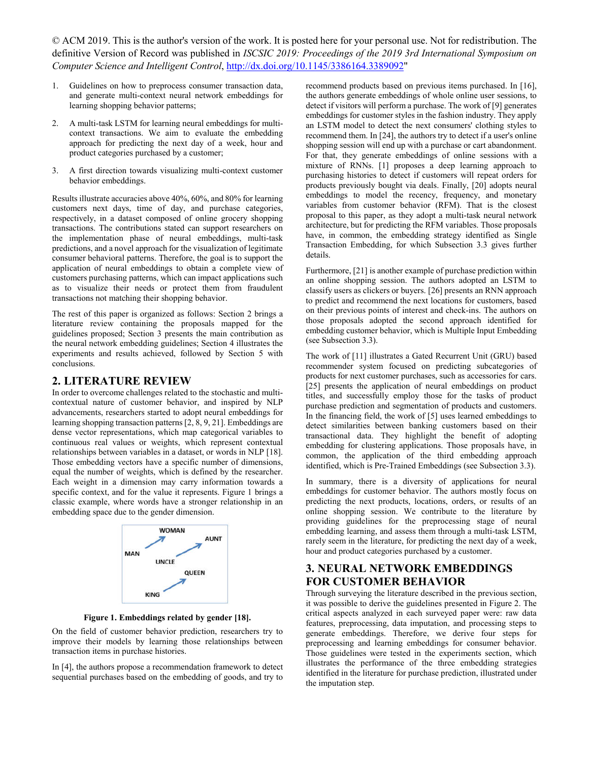© ACM 2019. This is the author's version of the work. It is posted here for your personal use. Not for redistribution. The definitive Version of Record was published in *ISCSIC 2019: Proceedings of the 2019 3rd International Symposium on Computer Science and Intelligent Control*, http://dx.doi.org/10.1145/3386164.3389092"

1. Guidelines on how to preprocess consumer transaction data, and generate multi-context neural network embeddings for learning shopping behavior patterns;
2. A multi-task LSTM for learning neural embeddings for multi-context transactions. We aim to evaluate the embedding approach for predicting the next day of a week, hour and product categories purchased by a customer;
3. A first direction towards visualizing multi-context customer behavior embeddings.

Results illustrate accuracies above 40%, 60%, and 80% for learning customers next days, time of day, and purchase categories, respectively, in a dataset composed of online grocery shopping transactions. The contributions stated can support researchers on the implementation phase of neural embeddings, multi-task predictions, and a novel approach for the visualization of legitimate consumer behavioral patterns. Therefore, the goal is to support the application of neural embeddings to obtain a complete view of customers purchasing patterns, which can impact applications such as to visualize their needs or protect them from fraudulent transactions not matching their shopping behavior.

The rest of this paper is organized as follows: Section 2 brings a literature review containing the proposals mapped for the guidelines proposed; Section 3 presents the main contribution as the neural network embedding guidelines; Section 4 illustrates the experiments and results achieved, followed by Section 5 with conclusions.

## 2. LITERATURE REVIEW

In order to overcome challenges related to the stochastic and multi-contextual nature of customer behavior, and inspired by NLP advancements, researchers started to adopt neural embeddings for learning shopping transaction patterns [2, 8, 9, 21]. Embeddings are dense vector representations, which map categorical variables to continuous real values or weights, which represent contextual relationships between variables in a dataset, or words in NLP [18]. Those embedding vectors have a specific number of dimensions, equal the number of weights, which is defined by the researcher. Each weight in a dimension may carry information towards a specific context, and for the value it represents. Figure 1 brings a classic example, where words have a stronger relationship in an embedding space due to the gender dimension.

**Figure 1. Embeddings related by gender [18].**

On the field of customer behavior prediction, researchers try to improve their models by learning those relationships between transaction items in purchase histories.

In [4], the authors propose a recommendation framework to detect sequential purchases based on the embedding of goods, and try to recommend products based on previous items purchased. In [16], the authors generate embeddings of whole online user sessions, to detect if visitors will perform a purchase. The work of [9] generates embeddings for customer styles in the fashion industry. They apply an LSTM model to detect the next consumers' clothing styles to recommend them. In [24], the authors try to detect if a user's online shopping session will end up with a purchase or cart abandonment. For that, they generate embeddings of online sessions with a mixture of RNNs. [1] proposes a deep learning approach to purchasing histories to detect if customers will repeat orders for products previously bought via deals. Finally, [20] adopts neural embeddings to model the recency, frequency, and monetary variables from customer behavior (RFM). That is the closest proposal to this paper, as they adopt a multi-task neural network architecture, but for predicting the RFM variables. Those proposals have, in common, the embedding strategy identified as Single Transaction Embedding, for which Subsection 3.3 gives further details.

Furthermore, [21] is another example of purchase prediction within an online shopping session. The authors adopted an LSTM to classify users as clickers or buyers. [26] presents an RNN approach to predict and recommend the next locations for customers, based on their previous points of interest and check-ins. The authors on those proposals adopted the second approach identified for embedding customer behavior, which is Multiple Input Embedding (see Subsection 3.3).

The work of [11] illustrates a Gated Recurrent Unit (GRU) based recommender system focused on predicting subcategories of products for next customer purchases, such as accessories for cars. [25] presents the application of neural embeddings on product titles, and successfully employ those for the tasks of product purchase prediction and segmentation of products and customers. In the financing field, the work of [5] uses learned embeddings to detect similarities between banking customers based on their transactional data. They highlight the benefit of adopting embedding for clustering applications. Those proposals have, in common, the application of the third embedding approach identified, which is Pre-Trained Embeddings (see Subsection 3.3).

In summary, there is a diversity of applications for neural embeddings for customer behavior. The authors mostly focus on predicting the next products, locations, orders, or results of an online shopping session. We contribute to the literature by providing guidelines for the preprocessing stage of neural embedding learning, and assess them through a multi-task LSTM, rarely seem in the literature, for predicting the next day of a week, hour and product categories purchased by a customer.

## 3. NEURAL NETWORK EMBEDDINGS FOR CUSTOMER BEHAVIOR

Through surveying the literature described in the previous section, it was possible to derive the guidelines presented in Figure 2. The critical aspects analyzed in each surveyed paper were: raw data features, preprocessing, data imputation, and processing steps to generate embeddings. Therefore, we derive four steps for preprocessing and learning embeddings for consumer behavior. Those guidelines were tested in the experiments section, which illustrates the performance of the three embedding strategies identified in the literature for purchase prediction, illustrated under the imputation step.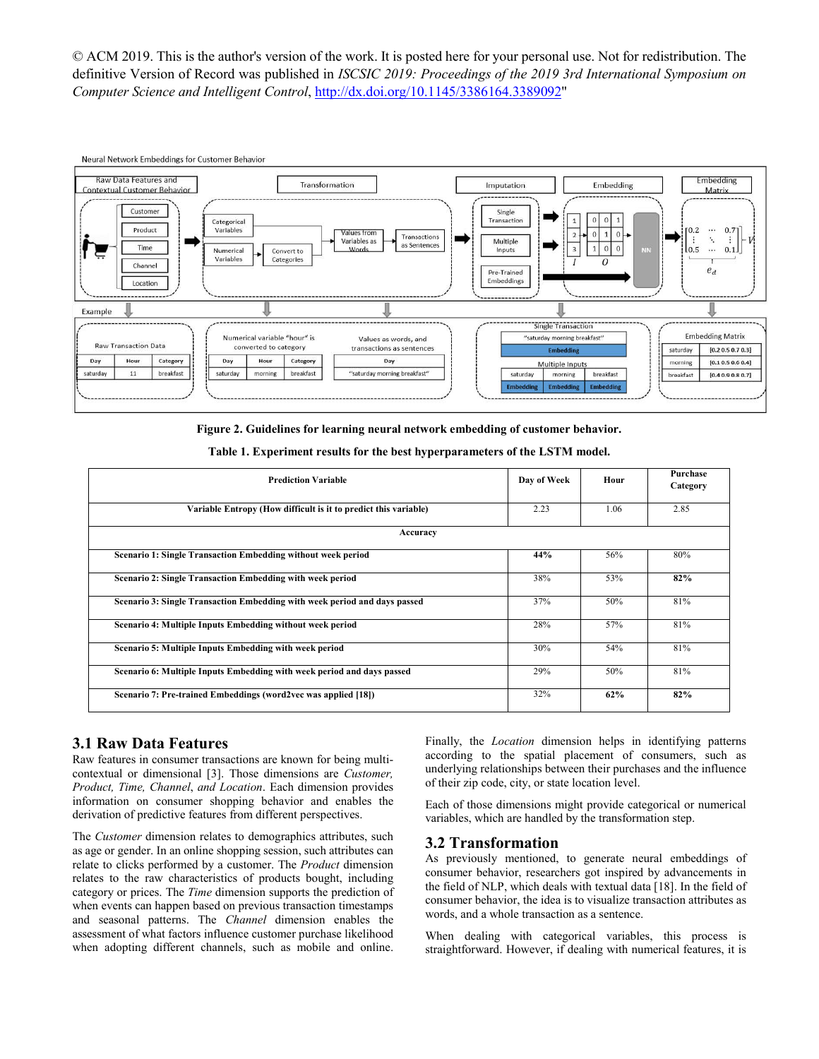© ACM 2019. This is the author's version of the work. It is posted here for your personal use. Not for redistribution. The definitive Version of Record was published in *ISCSIC 2019: Proceedings of the 2019 3rd International Symposium on Computer Science and Intelligent Control*, http://dx.doi.org/10.1145/3386164.3389092"

**Figure 2. Guidelines for learning neural network embedding of customer behavior.**

**Table 1. Experiment results for the best hyperparameters of the LSTM model.**

| Prediction Variable | Day of Week | Hour | Purchase Category |
|---|---|---|---|
| **Variable Entropy (How difficult is it to predict this variable)** | 2.23 | 1.06 | 2.85 |
| **Accuracy** | | | |
| **Scenario 1: Single Transaction Embedding without week period** | **44%** | 56% | 80% |
| **Scenario 2: Single Transaction Embedding with week period** | 38% | 53% | **82%** |
| **Scenario 3: Single Transaction Embedding with week period and days passed** | 37% | 50% | 81% |
| **Scenario 4: Multiple Inputs Embedding without week period** | 28% | 57% | 81% |
| **Scenario 5: Multiple Inputs Embedding with week period** | 30% | 54% | 81% |
| **Scenario 6: Multiple Inputs Embedding with week period and days passed** | 29% | 50% | 81% |
| **Scenario 7: Pre-trained Embeddings (word2vec was applied [18])** | 32% | **62%** | **82%** |

## 3.1 Raw Data Features

Raw features in consumer transactions are known for being multi-contextual or dimensional [3]. Those dimensions are *Customer, Product, Time, Channel, and Location*. Each dimension provides information on consumer shopping behavior and enables the derivation of predictive features from different perspectives.

The *Customer* dimension relates to demographics attributes, such as age or gender. In an online shopping session, such attributes can relate to clicks performed by a customer. The *Product* dimension relates to the raw characteristics of products bought, including category or prices. The *Time* dimension supports the prediction of when events can happen based on previous transaction timestamps and seasonal patterns. The *Channel* dimension enables the assessment of what factors influence customer purchase likelihood when adopting different channels, such as mobile and online. Finally, the *Location* dimension helps in identifying patterns according to the spatial placement of consumers, such as underlying relationships between their purchases and the influence of their zip code, city, or state location level.

Each of those dimensions might provide categorical or numerical variables, which are handled by the transformation step.

## 3.2 Transformation

As previously mentioned, to generate neural embeddings of consumer behavior, researchers got inspired by advancements in the field of NLP, which deals with textual data [18]. In the field of consumer behavior, the idea is to visualize transaction attributes as words, and a whole transaction as a sentence.

When dealing with categorical variables, this process is straightforward. However, if dealing with numerical features, it is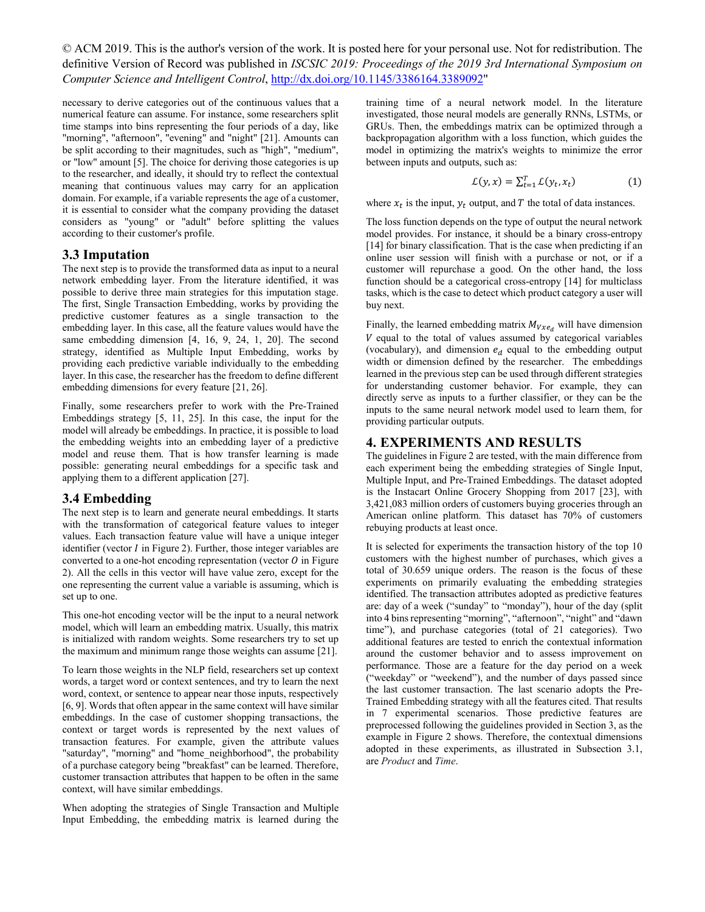© ACM 2019. This is the author's version of the work. It is posted here for your personal use. Not for redistribution. The definitive Version of Record was published in *ISCSIC 2019: Proceedings of the 2019 3rd International Symposium on Computer Science and Intelligent Control*, http://dx.doi.org/10.1145/3386164.3389092"

necessary to derive categories out of the continuous values that a numerical feature can assume. For instance, some researchers split time stamps into bins representing the four periods of a day, like "morning", "afternoon", "evening" and "night" [21]. Amounts can be split according to their magnitudes, such as "high", "medium", or "low" amount [5]. The choice for deriving those categories is up to the researcher, and ideally, it should try to reflect the contextual meaning that continuous values may carry for an application domain. For example, if a variable represents the age of a customer, it is essential to consider what the company providing the dataset considers as "young" or "adult" before splitting the values according to their customer's profile.

### 3.3 Imputation

The next step is to provide the transformed data as input to a neural network embedding layer. From the literature identified, it was possible to derive three main strategies for this imputation stage. The first, Single Transaction Embedding, works by providing the predictive customer features as a single transaction to the embedding layer. In this case, all the feature values would have the same embedding dimension [4, 16, 9, 24, 1, 20]. The second strategy, identified as Multiple Input Embedding, works by providing each predictive variable individually to the embedding layer. In this case, the researcher has the freedom to define different embedding dimensions for every feature [21, 26].

Finally, some researchers prefer to work with the Pre-Trained Embeddings strategy [5, 11, 25]. In this case, the input for the model will already be embeddings. In practice, it is possible to load the embedding weights into an embedding layer of a predictive model and reuse them. That is how transfer learning is made possible: generating neural embeddings for a specific task and applying them to a different application [27].

### 3.4 Embedding

The next step is to learn and generate neural embeddings. It starts with the transformation of categorical feature values to integer values. Each transaction feature value will have a unique integer identifier (vector $I$ in Figure 2). Further, those integer variables are converted to a one-hot encoding representation (vector $O$ in Figure 2). All the cells in this vector will have value zero, except for the one representing the current value a variable is assuming, which is set up to one.

This one-hot encoding vector will be the input to a neural network model, which will learn an embedding matrix. Usually, this matrix is initialized with random weights. Some researchers try to set up the maximum and minimum range those weights can assume [21].

To learn those weights in the NLP field, researchers set up context words, a target word or context sentences, and try to learn the next word, context, or sentence to appear near those inputs, respectively [6, 9]. Words that often appear in the same context will have similar embeddings. In the case of customer shopping transactions, the context or target words is represented by the next values of transaction features. For example, given the attribute values "saturday", "morning" and "home_neighborhood", the probability of a purchase category being "breakfast" can be learned. Therefore, customer transaction attributes that happen to be often in the same context, will have similar embeddings.

When adopting the strategies of Single Transaction and Multiple Input Embedding, the embedding matrix is learned during the training time of a neural network model. In the literature investigated, those neural models are generally RNNs, LSTMs, or GRUs. Then, the embeddings matrix can be optimized through a backpropagation algorithm with a loss function, which guides the model in optimizing the matrix's weights to minimize the error between inputs and outputs, such as:

$$\mathcal{L}(y, x) = \sum_{t=1}^{T} \mathcal{L}(y_t, x_t) \tag{1}$$

where $x_t$ is the input, $y_t$ output, and $T$ the total of data instances.

The loss function depends on the type of output the neural network model provides. For instance, it should be a binary cross-entropy [14] for binary classification. That is the case when predicting if an online user session will finish with a purchase or not, or if a customer will repurchase a good. On the other hand, the loss function should be a categorical cross-entropy [14] for multiclass tasks, which is the case to detect which product category a user will buy next.

Finally, the learned embedding matrix $M_{Vxe_d}$ will have dimension $V$ equal to the total of values assumed by categorical variables (vocabulary), and dimension $e_d$ equal to the embedding output width or dimension defined by the researcher. The embeddings learned in the previous step can be used through different strategies for understanding customer behavior. For example, they can directly serve as inputs to a further classifier, or they can be the inputs to the same neural network model used to learn them, for providing particular outputs.

## 4. EXPERIMENTS AND RESULTS

The guidelines in Figure 2 are tested, with the main difference from each experiment being the embedding strategies of Single Input, Multiple Input, and Pre-Trained Embeddings. The dataset adopted is the Instacart Online Grocery Shopping from 2017 [23], with 3,421,083 million orders of customers buying groceries through an American online platform. This dataset has 70% of customers rebuying products at least once.

It is selected for experiments the transaction history of the top 10 customers with the highest number of purchases, which gives a total of 30.659 unique orders. The reason is the focus of these experiments on primarily evaluating the embedding strategies identified. The transaction attributes adopted as predictive features are: day of a week ("sunday" to "monday"), hour of the day (split into 4 bins representing "morning", "afternoon", "night" and "dawn time"), and purchase categories (total of 21 categories). Two additional features are tested to enrich the contextual information around the customer behavior and to assess improvement on performance. Those are a feature for the day period on a week ("weekday" or "weekend"), and the number of days passed since the last customer transaction. The last scenario adopts the Pre-Trained Embedding strategy with all the features cited. That results in 7 experimental scenarios. Those predictive features are preprocessed following the guidelines provided in Section 3, as the example in Figure 2 shows. Therefore, the contextual dimensions adopted in these experiments, as illustrated in Subsection 3.1, are *Product* and *Time*.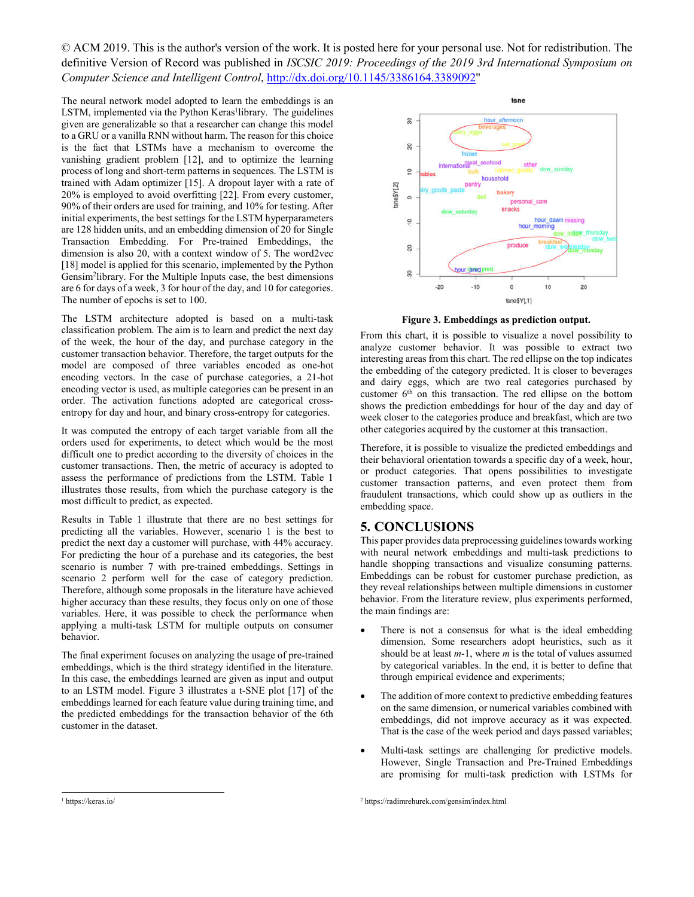© ACM 2019. This is the author's version of the work. It is posted here for your personal use. Not for redistribution. The definitive Version of Record was published in *ISCSIC 2019: Proceedings of the 2019 3rd International Symposium on Computer Science and Intelligent Control*, http://dx.doi.org/10.1145/3386164.3389092"

The neural network model adopted to learn the embeddings is an LSTM, implemented via the Python Keras[1] library. The guidelines given are generalizable so that a researcher can change this model to a GRU or a vanilla RNN without harm. The reason for this choice is the fact that LSTMs have a mechanism to overcome the vanishing gradient problem [12], and to optimize the learning process of long and short-term patterns in sequences. The LSTM is trained with Adam optimizer [15]. A dropout layer with a rate of 20% is employed to avoid overfitting [22]. From every customer, 90% of their orders are used for training, and 10% for testing. After initial experiments, the best settings for the LSTM hyperparameters are 128 hidden units, and an embedding dimension of 20 for Single Transaction Embedding. For Pre-trained Embeddings, the dimension is also 20, with a context window of 5. The word2vec [18] model is applied for this scenario, implemented by the Python Gensim[2] library. For the Multiple Inputs case, the best dimensions are 6 for days of a week, 3 for hour of the day, and 10 for categories. The number of epochs is set to 100.

The LSTM architecture adopted is based on a multi-task classification problem. The aim is to learn and predict the next day of the week, the hour of the day, and purchase category in the customer transaction behavior. Therefore, the target outputs for the model are composed of three variables encoded as one-hot encoding vectors. In the case of purchase categories, a 21-hot encoding vector is used, as multiple categories can be present in an order. The activation functions adopted are categorical cross-entropy for day and hour, and binary cross-entropy for categories.

It was computed the entropy of each target variable from all the orders used for experiments, to detect which would be the most difficult one to predict according to the diversity of choices in the customer transactions. Then, the metric of accuracy is adopted to assess the performance of predictions from the LSTM. Table 1 illustrates those results, from which the purchase category is the most difficult to predict, as expected.

Results in Table 1 illustrate that there are no best settings for predicting all the variables. However, scenario 1 is the best to predict the next day a customer will purchase, with 44% accuracy. For predicting the hour of a purchase and its categories, the best scenario is number 7 with pre-trained embeddings. Settings in scenario 2 perform well for the case of category prediction. Therefore, although some proposals in the literature have achieved higher accuracy than these results, they focus only on one of those variables. Here, it was possible to check the performance when applying a multi-task LSTM for multiple outputs on consumer behavior.

The final experiment focuses on analyzing the usage of pre-trained embeddings, which is the third strategy identified in the literature. In this case, the embeddings learned are given as input and output to an LSTM model. Figure 3 illustrates a t-SNE plot [17] of the embeddings learned for each feature value during training time, and the predicted embeddings for the transaction behavior of the 6th customer in the dataset.

**Figure 3. Embeddings as prediction output.**

From this chart, it is possible to visualize a novel possibility to analyze customer behavior. It was possible to extract two interesting areas from this chart. The red ellipse on the top indicates the embedding of the category predicted. It is closer to beverages and dairy eggs, which are two real categories purchased by customer 6th on this transaction. The red ellipse on the bottom shows the prediction embeddings for hour of the day and day of week closer to the categories produce and breakfast, which are two other categories acquired by the customer at this transaction.

Therefore, it is possible to visualize the predicted embeddings and their behavioral orientation towards a specific day of a week, hour, or product categories. That opens possibilities to investigate customer transaction patterns, and even protect them from fraudulent transactions, which could show up as outliers in the embedding space.

## 5. CONCLUSIONS

This paper provides data preprocessing guidelines towards working with neural network embeddings and multi-task predictions to handle shopping transactions and visualize consuming patterns. Embeddings can be robust for customer purchase prediction, as they reveal relationships between multiple dimensions in customer behavior. From the literature review, plus experiments performed, the main findings are:

- There is not a consensus for what is the ideal embedding dimension. Some researchers adopt heuristics, such as it should be at least $m$-1, where $m$ is the total of values assumed by categorical variables. In the end, it is better to define that through empirical evidence and experiments;
- The addition of more context to predictive embedding features on the same dimension, or numerical variables combined with embeddings, did not improve accuracy as it was expected. That is the case of the week period and days passed variables;
- Multi-task settings are challenging for predictive models. However, Single Transaction and Pre-Trained Embeddings are promising for multi-task prediction with LSTMs for

[1] https://keras.io/

[2] https://radimrehurek.com/gensim/index.html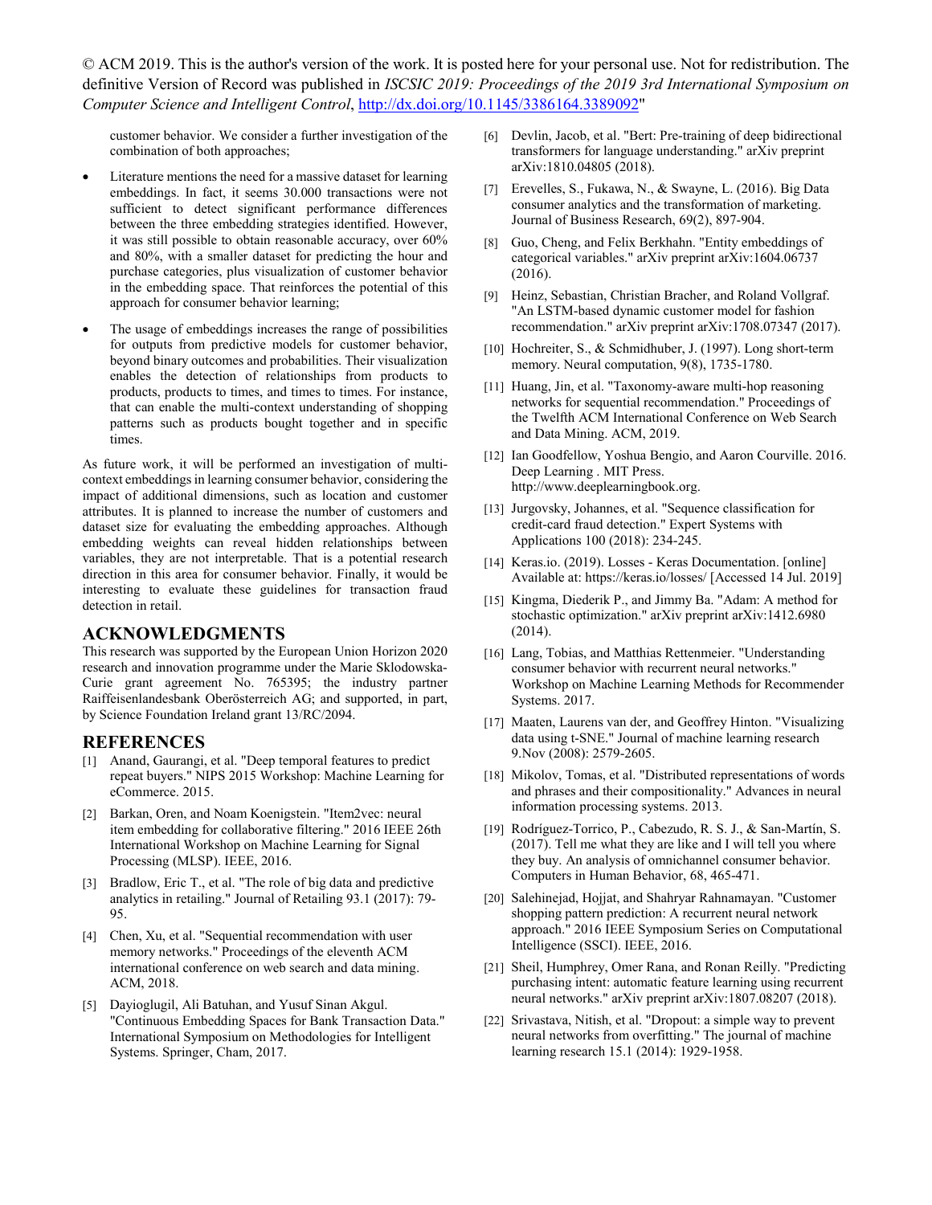© ACM 2019. This is the author's version of the work. It is posted here for your personal use. Not for redistribution. The definitive Version of Record was published in *ISCSIC 2019: Proceedings of the 2019 3rd International Symposium on Computer Science and Intelligent Control*, http://dx.doi.org/10.1145/3386164.3389092"

customer behavior. We consider a further investigation of the combination of both approaches;

- Literature mentions the need for a massive dataset for learning embeddings. In fact, it seems 30.000 transactions were not sufficient to detect significant performance differences between the three embedding strategies identified. However, it was still possible to obtain reasonable accuracy, over 60% and 80%, with a smaller dataset for predicting the hour and purchase categories, plus visualization of customer behavior in the embedding space. That reinforces the potential of this approach for consumer behavior learning;
- The usage of embeddings increases the range of possibilities for outputs from predictive models for customer behavior, beyond binary outcomes and probabilities. Their visualization enables the detection of relationships from products to products, products to times, and times to times. For instance, that can enable the multi-context understanding of shopping patterns such as products bought together and in specific times.

As future work, it will be performed an investigation of multi-context embeddings in learning consumer behavior, considering the impact of additional dimensions, such as location and customer attributes. It is planned to increase the number of customers and dataset size for evaluating the embedding approaches. Although embedding weights can reveal hidden relationships between variables, they are not interpretable. That is a potential research direction in this area for consumer behavior. Finally, it would be interesting to evaluate these guidelines for transaction fraud detection in retail.

## ACKNOWLEDGMENTS

This research was supported by the European Union Horizon 2020 research and innovation programme under the Marie Sklodowska-Curie grant agreement No. 765395; the industry partner Raiffeisenlandesbank Oberösterreich AG; and supported, in part, by Science Foundation Ireland grant 13/RC/2094.

## REFERENCES

[1] Anand, Gaurangi, et al. "Deep temporal features to predict repeat buyers." NIPS 2015 Workshop: Machine Learning for eCommerce. 2015.

[2] Barkan, Oren, and Noam Koenigstein. "Item2vec: neural item embedding for collaborative filtering." 2016 IEEE 26th International Workshop on Machine Learning for Signal Processing (MLSP). IEEE, 2016.

[3] Bradlow, Eric T., et al. "The role of big data and predictive analytics in retailing." Journal of Retailing 93.1 (2017): 79-95.

[4] Chen, Xu, et al. "Sequential recommendation with user memory networks." Proceedings of the eleventh ACM international conference on web search and data mining. ACM, 2018.

[5] Dayioglugil, Ali Batuhan, and Yusuf Sinan Akgul. "Continuous Embedding Spaces for Bank Transaction Data." International Symposium on Methodologies for Intelligent Systems. Springer, Cham, 2017.

[6] Devlin, Jacob, et al. "Bert: Pre-training of deep bidirectional transformers for language understanding." arXiv preprint arXiv:1810.04805 (2018).

[7] Erevelles, S., Fukawa, N., & Swayne, L. (2016). Big Data consumer analytics and the transformation of marketing. Journal of Business Research, 69(2), 897-904.

[8] Guo, Cheng, and Felix Berkhahn. "Entity embeddings of categorical variables." arXiv preprint arXiv:1604.06737 (2016).

[9] Heinz, Sebastian, Christian Bracher, and Roland Vollgraf. "An LSTM-based dynamic customer model for fashion recommendation." arXiv preprint arXiv:1708.07347 (2017).

[10] Hochreiter, S., & Schmidhuber, J. (1997). Long short-term memory. Neural computation, 9(8), 1735-1780.

[11] Huang, Jin, et al. "Taxonomy-aware multi-hop reasoning networks for sequential recommendation." Proceedings of the Twelfth ACM International Conference on Web Search and Data Mining. ACM, 2019.

[12] Ian Goodfellow, Yoshua Bengio, and Aaron Courville. 2016. Deep Learning . MIT Press. http://www.deeplearningbook.org.

[13] Jurgovsky, Johannes, et al. "Sequence classification for credit-card fraud detection." Expert Systems with Applications 100 (2018): 234-245.

[14] Keras.io. (2019). Losses - Keras Documentation. [online] Available at: https://keras.io/losses/ [Accessed 14 Jul. 2019]

[15] Kingma, Diederik P., and Jimmy Ba. "Adam: A method for stochastic optimization." arXiv preprint arXiv:1412.6980 (2014).

[16] Lang, Tobias, and Matthias Rettenmeier. "Understanding consumer behavior with recurrent neural networks." Workshop on Machine Learning Methods for Recommender Systems. 2017.

[17] Maaten, Laurens van der, and Geoffrey Hinton. "Visualizing data using t-SNE." Journal of machine learning research 9.Nov (2008): 2579-2605.

[18] Mikolov, Tomas, et al. "Distributed representations of words and phrases and their compositionality." Advances in neural information processing systems. 2013.

[19] Rodríguez-Torrico, P., Cabezudo, R. S. J., & San-Martín, S. (2017). Tell me what they are like and I will tell you where they buy. An analysis of omnichannel consumer behavior. Computers in Human Behavior, 68, 465-471.

[20] Salehinejad, Hojjat, and Shahryar Rahnamayan. "Customer shopping pattern prediction: A recurrent neural network approach." 2016 IEEE Symposium Series on Computational Intelligence (SSCI). IEEE, 2016.

[21] Sheil, Humphrey, Omer Rana, and Ronan Reilly. "Predicting purchasing intent: automatic feature learning using recurrent neural networks." arXiv preprint arXiv:1807.08207 (2018).

[22] Srivastava, Nitish, et al. "Dropout: a simple way to prevent neural networks from overfitting." The journal of machine learning research 15.1 (2014): 1929-1958.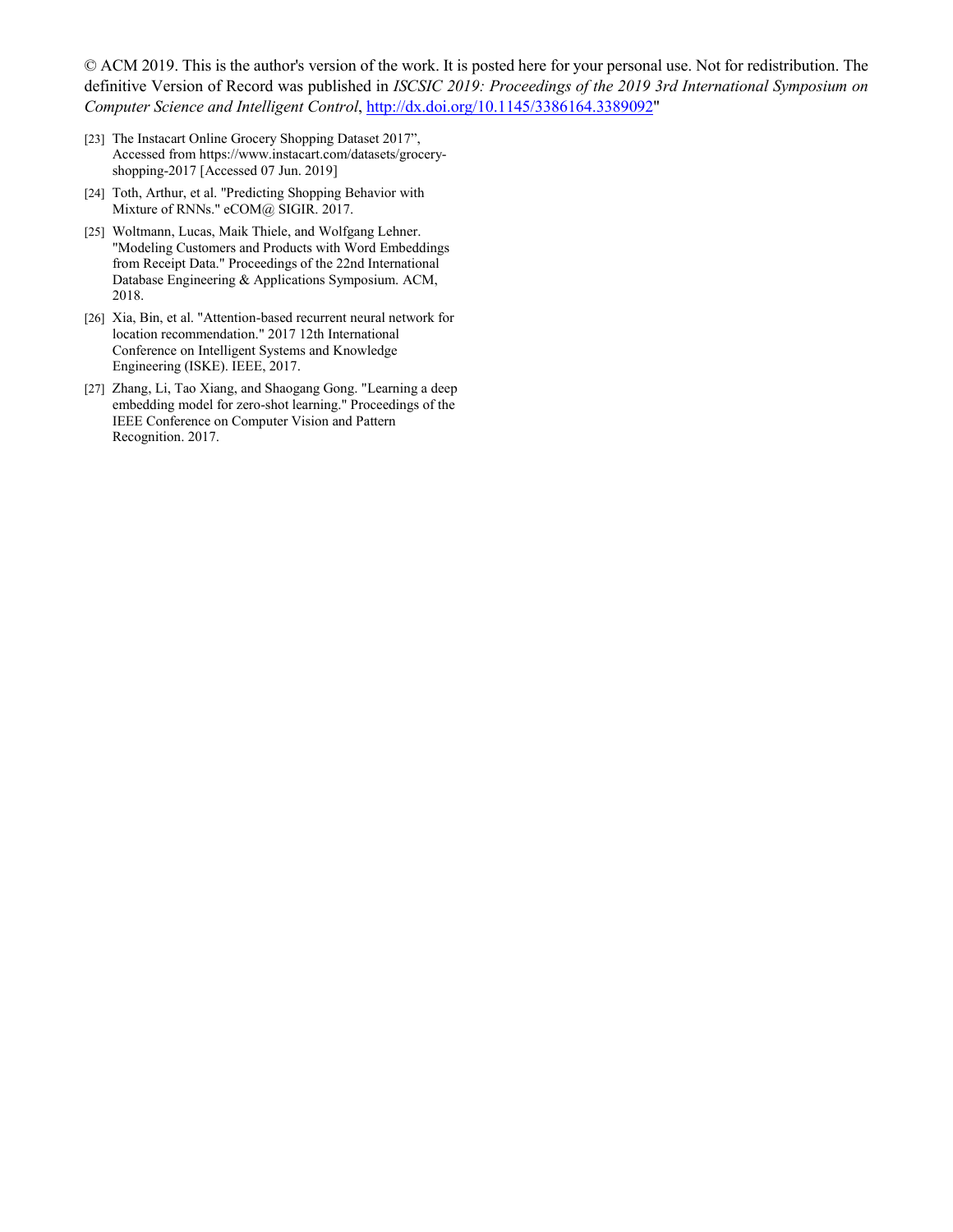© ACM 2019. This is the author's version of the work. It is posted here for your personal use. Not for redistribution. The definitive Version of Record was published in *ISCSIC 2019: Proceedings of the 2019 3rd International Symposium on Computer Science and Intelligent Control*, http://dx.doi.org/10.1145/3386164.3389092"

[23] The Instacart Online Grocery Shopping Dataset 2017", Accessed from https://www.instacart.com/datasets/grocery-shopping-2017 [Accessed 07 Jun. 2019]

[24] Toth, Arthur, et al. "Predicting Shopping Behavior with Mixture of RNNs." eCOM@ SIGIR. 2017.

[25] Woltmann, Lucas, Maik Thiele, and Wolfgang Lehner. "Modeling Customers and Products with Word Embeddings from Receipt Data." Proceedings of the 22nd International Database Engineering & Applications Symposium. ACM, 2018.

[26] Xia, Bin, et al. "Attention-based recurrent neural network for location recommendation." 2017 12th International Conference on Intelligent Systems and Knowledge Engineering (ISKE). IEEE, 2017.

[27] Zhang, Li, Tao Xiang, and Shaogang Gong. "Learning a deep embedding model for zero-shot learning." Proceedings of the IEEE Conference on Computer Vision and Pattern Recognition. 2017.